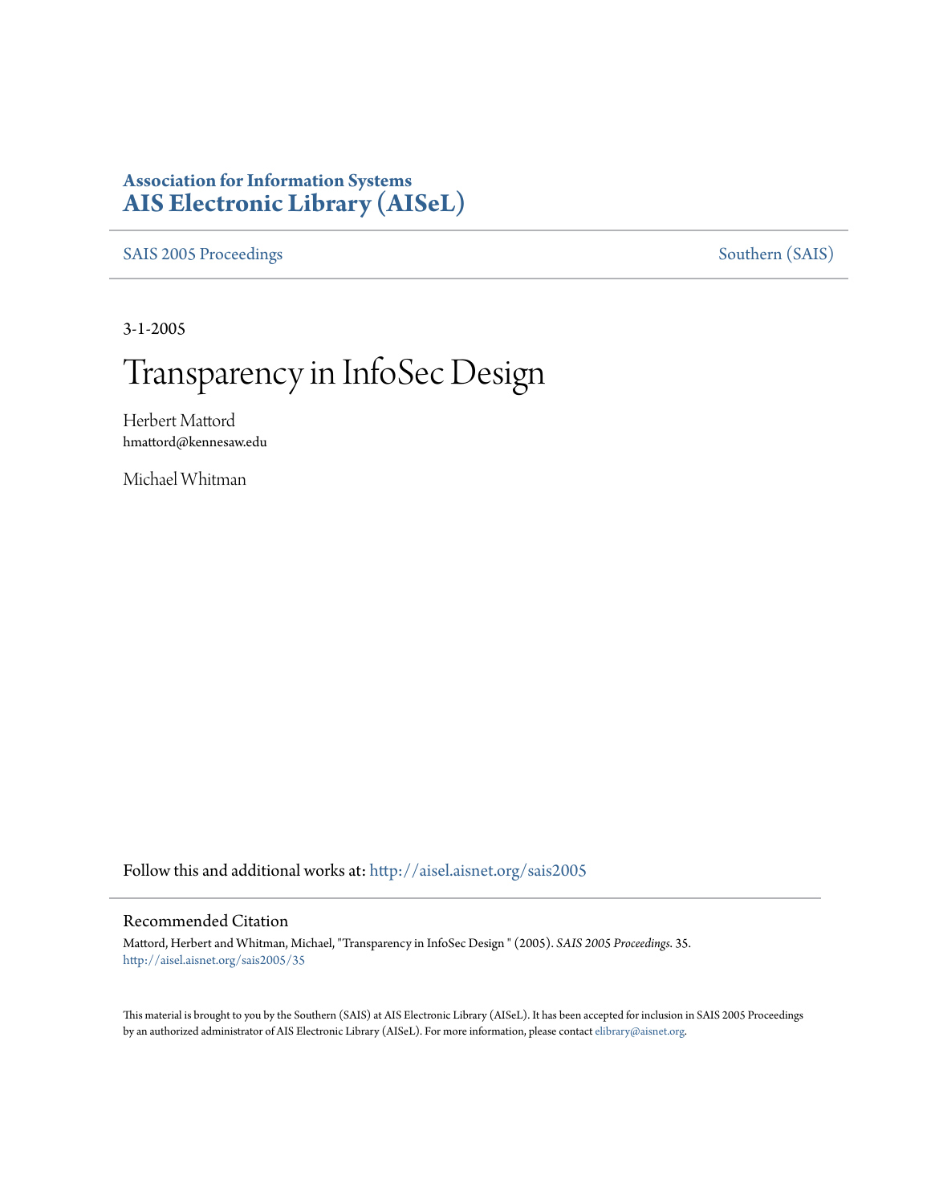**Association for Information Systems**
**AIS Electronic Library (AISeL)**

SAIS 2005 Proceedings | Southern (SAIS)

3-1-2005

# Transparency in InfoSec Design

Herbert Mattord
hmattord@kennesaw.edu

Michael Whitman

Follow this and additional works at: http://aisel.aisnet.org/sais2005

## Recommended Citation

Mattord, Herbert and Whitman, Michael, "Transparency in InfoSec Design " (2005). *SAIS 2005 Proceedings*. 35.
http://aisel.aisnet.org/sais2005/35

This material is brought to you by the Southern (SAIS) at AIS Electronic Library (AISeL). It has been accepted for inclusion in SAIS 2005 Proceedings by an authorized administrator of AIS Electronic Library (AISeL). For more information, please contact elibrary@aisnet.org.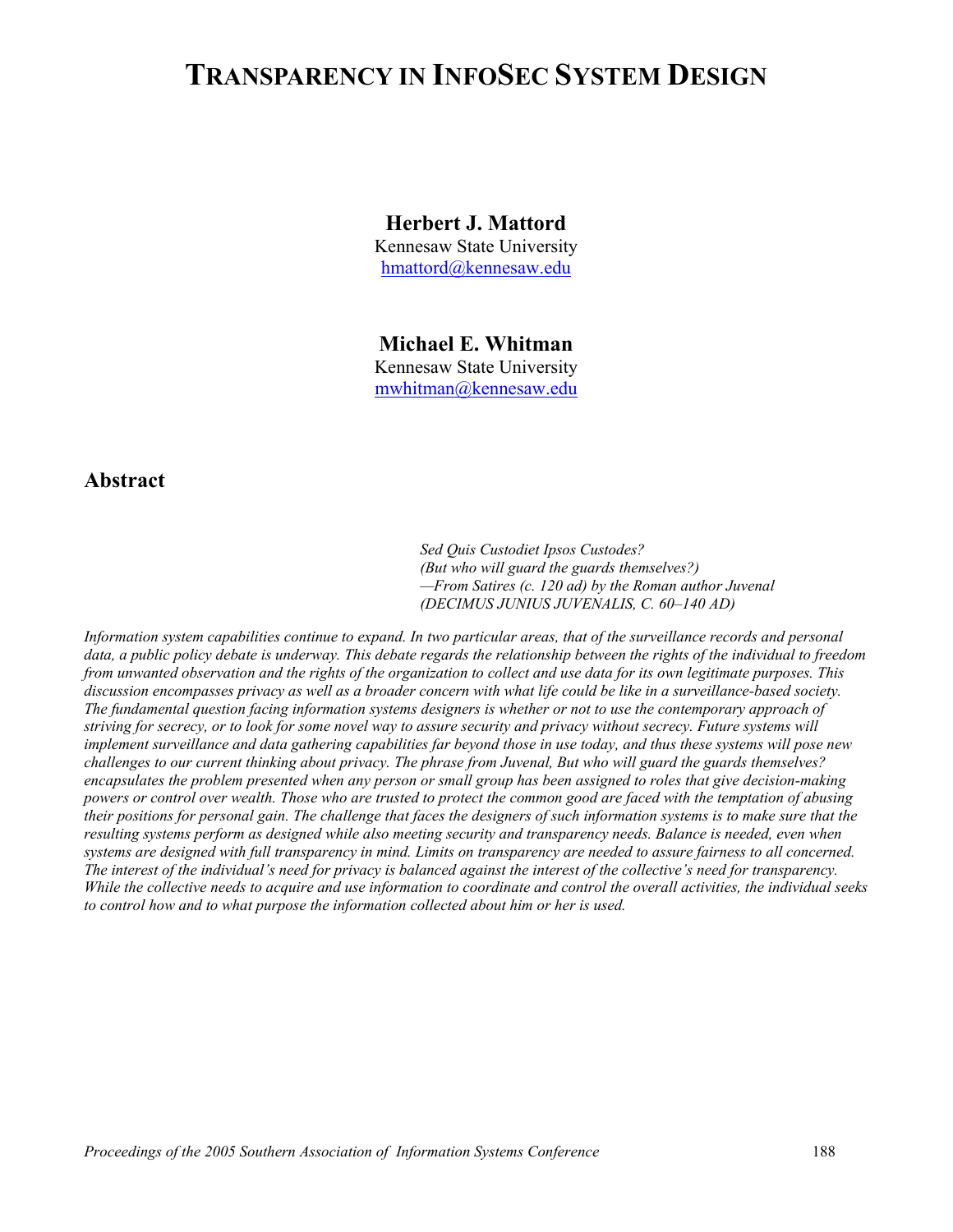# TRANSPARENCY IN INFOSEC SYSTEM DESIGN

**Herbert J. Mattord**
Kennesaw State University
hmattord@kennesaw.edu

**Michael E. Whitman**
Kennesaw State University
mwhitman@kennesaw.edu

## Abstract

*Sed Quis Custodiet Ipsos Custodes?*
*(But who will guard the guards themselves?)*
*—From Satires (c. 120 ad) by the Roman author Juvenal*
*(DECIMUS JUNIUS JUVENALIS, C. 60–140 AD)*

*Information system capabilities continue to expand. In two particular areas, that of the surveillance records and personal data, a public policy debate is underway. This debate regards the relationship between the rights of the individual to freedom from unwanted observation and the rights of the organization to collect and use data for its own legitimate purposes. This discussion encompasses privacy as well as a broader concern with what life could be like in a surveillance-based society. The fundamental question facing information systems designers is whether or not to use the contemporary approach of striving for secrecy, or to look for some novel way to assure security and privacy without secrecy. Future systems will implement surveillance and data gathering capabilities far beyond those in use today, and thus these systems will pose new challenges to our current thinking about privacy. The phrase from Juvenal, But who will guard the guards themselves? encapsulates the problem presented when any person or small group has been assigned to roles that give decision-making powers or control over wealth. Those who are trusted to protect the common good are faced with the temptation of abusing their positions for personal gain. The challenge that faces the designers of such information systems is to make sure that the resulting systems perform as designed while also meeting security and transparency needs. Balance is needed, even when systems are designed with full transparency in mind. Limits on transparency are needed to assure fairness to all concerned. The interest of the individual's need for privacy is balanced against the interest of the collective's need for transparency. While the collective needs to acquire and use information to coordinate and control the overall activities, the individual seeks to control how and to what purpose the information collected about him or her is used.*